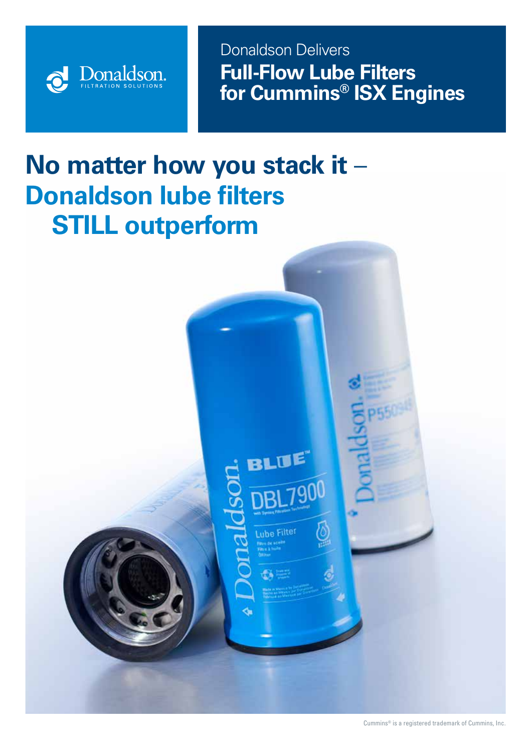Donaldson.
FILTRATION SOLUTIONS

Donaldson Delivers
# Full-Flow Lube Filters for Cummins® ISX Engines

## No matter how you stack it – Donaldson lube filters STILL outperform

Cummins® is a registered trademark of Cummins, Inc.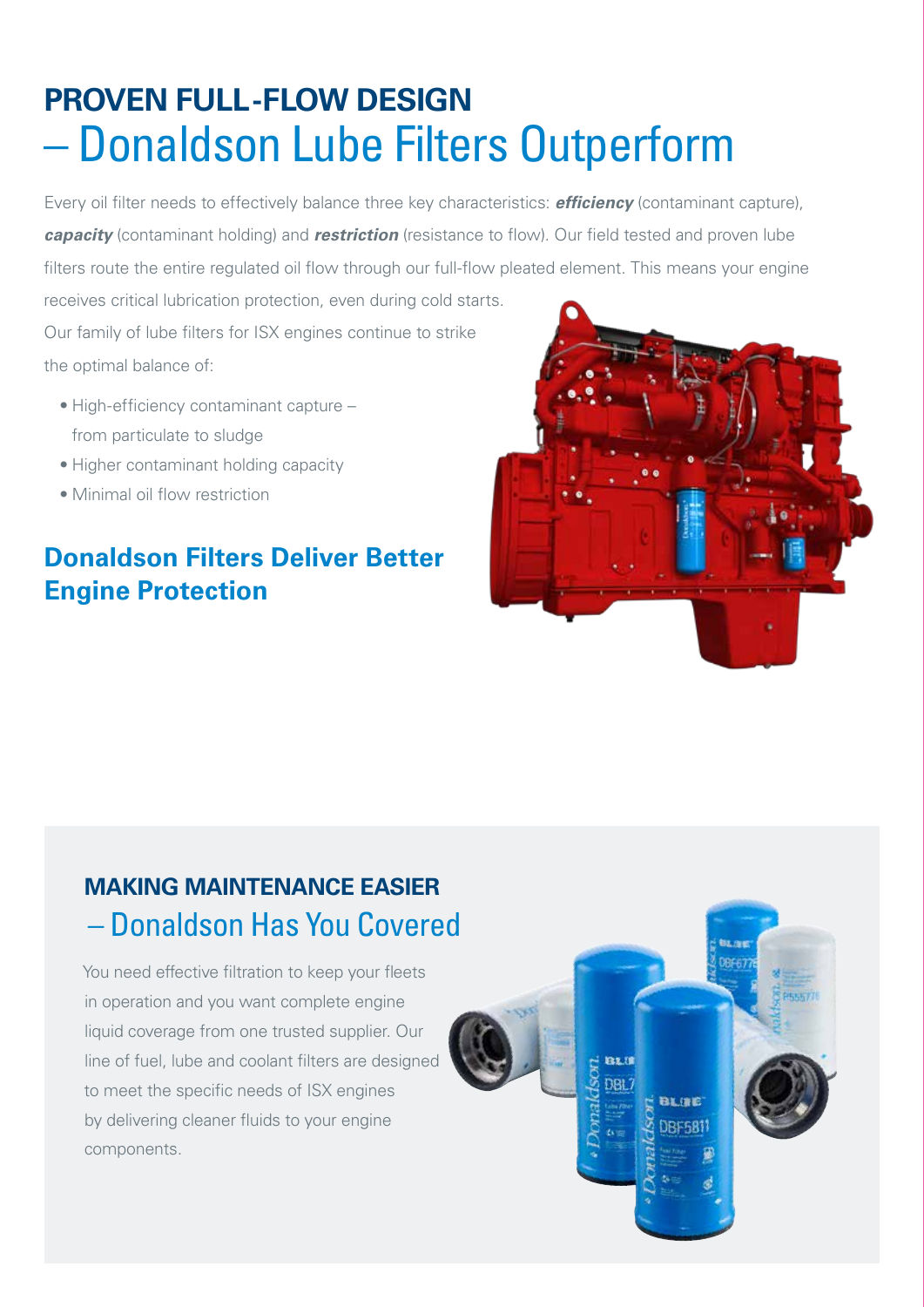## PROVEN FULL-FLOW DESIGN – Donaldson Lube Filters Outperform

Every oil filter needs to effectively balance three key characteristics: ***efficiency*** (contaminant capture), ***capacity*** (contaminant holding) and ***restriction*** (resistance to flow). Our field tested and proven lube filters route the entire regulated oil flow through our full-flow pleated element. This means your engine receives critical lubrication protection, even during cold starts.

Our family of lube filters for ISX engines continue to strike the optimal balance of:

- High-efficiency contaminant capture – from particulate to sludge
- Higher contaminant holding capacity
- Minimal oil flow restriction

### Donaldson Filters Deliver Better Engine Protection

## MAKING MAINTENANCE EASIER – Donaldson Has You Covered

You need effective filtration to keep your fleets in operation and you want complete engine liquid coverage from one trusted supplier. Our line of fuel, lube and coolant filters are designed to meet the specific needs of ISX engines by delivering cleaner fluids to your engine components.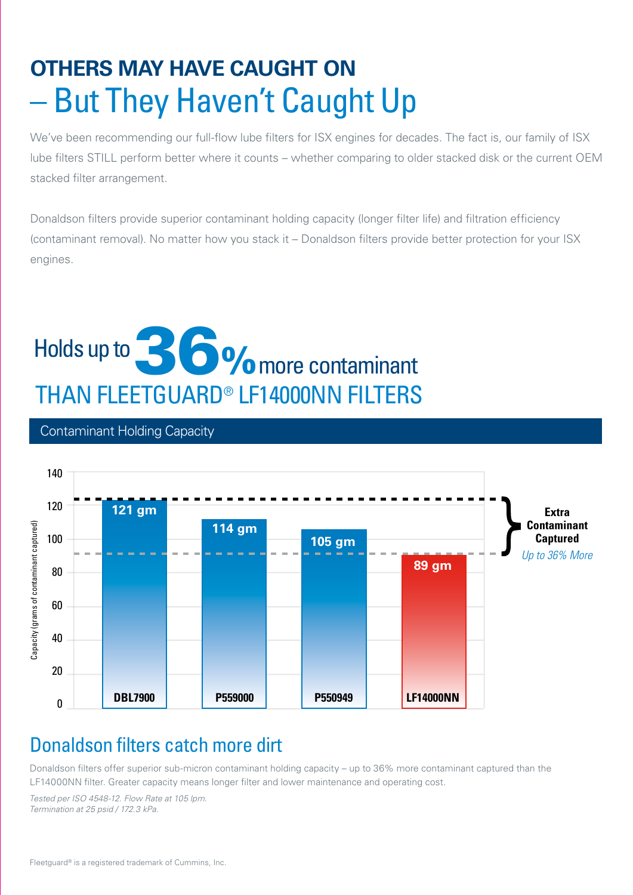# OTHERS MAY HAVE CAUGHT ON

## – But They Haven't Caught Up

We've been recommending our full-flow lube filters for ISX engines for decades. The fact is, our family of ISX lube filters STILL perform better where it counts – whether comparing to older stacked disk or the current OEM stacked filter arrangement.

Donaldson filters provide superior contaminant holding capacity (longer filter life) and filtration efficiency (contaminant removal). No matter how you stack it – Donaldson filters provide better protection for your ISX engines.

## Holds up to 36% more contaminant THAN FLEETGUARD® LF14000NN FILTERS

### Contaminant Holding Capacity

| Filter | Capacity (grams of contaminant captured) |
| --- | --- |
| DBL7900 | 121 gm |
| P559000 | 114 gm |
| P550949 | 105 gm |
| LF14000NN | 89 gm |

**Extra Contaminant Captured**
*Up to 36% More*

## Donaldson filters catch more dirt

Donaldson filters offer superior sub-micron contaminant holding capacity – up to 36% more contaminant captured than the LF14000NN filter. Greater capacity means longer filter and lower maintenance and operating cost.

*Tested per ISO 4548-12. Flow Rate at 105 lpm.*
*Termination at 25 psid / 172.3 kPa.*

Fleetguard® is a registered trademark of Cummins, Inc.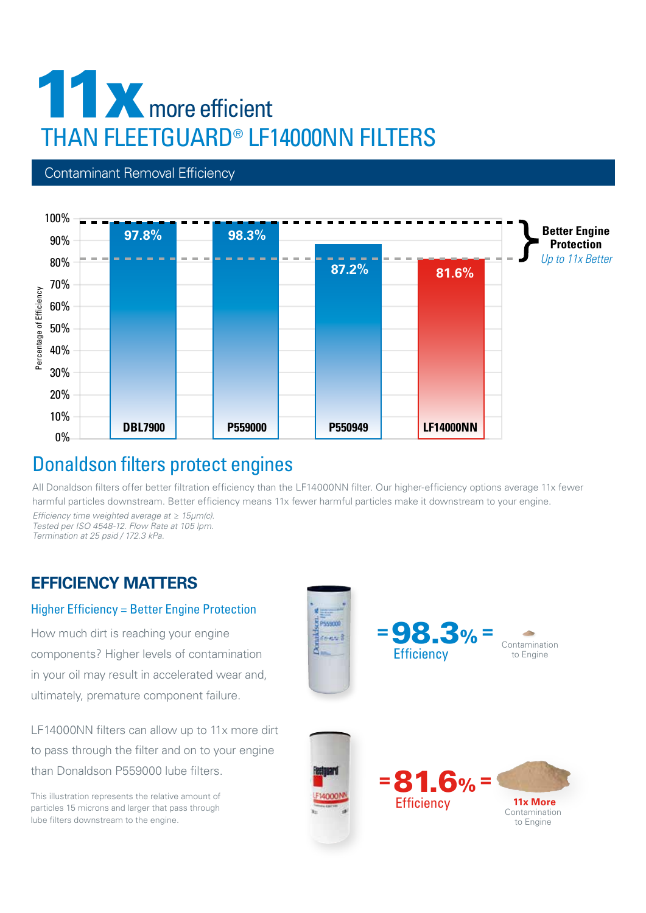# 11x more efficient

## THAN FLEETGUARD® LF14000NN FILTERS

### Contaminant Removal Efficiency

| Filter | Percentage of Efficiency |
|---|---|
| DBL7900 | 97.8% |
| P559000 | 98.3% |
| P550949 | 87.2% |
| LF14000NN | 81.6% |

**Better Engine Protection**
*Up to 11x Better*

## Donaldson filters protect engines

All Donaldson filters offer better filtration efficiency than the LF14000NN filter. Our higher-efficiency options average 11x fewer harmful particles downstream. Better efficiency means 11x fewer harmful particles make it downstream to your engine.

*Efficiency time weighted average at ≥ 15µm(c).*
*Tested per ISO 4548-12. Flow Rate at 105 lpm.*
*Termination at 25 psid / 172.3 kPa.*

## EFFICIENCY MATTERS

### Higher Efficiency = Better Engine Protection

How much dirt is reaching your engine components? Higher levels of contamination in your oil may result in accelerated wear and, ultimately, premature component failure.

LF14000NN filters can allow up to 11x more dirt to pass through the filter and on to your engine than Donaldson P559000 lube filters.

This illustration represents the relative amount of particles 15 microns and larger that pass through lube filters downstream to the engine.

= 98.3% Efficiency = Contamination to Engine

= 81.6% Efficiency = **11x More** Contamination to Engine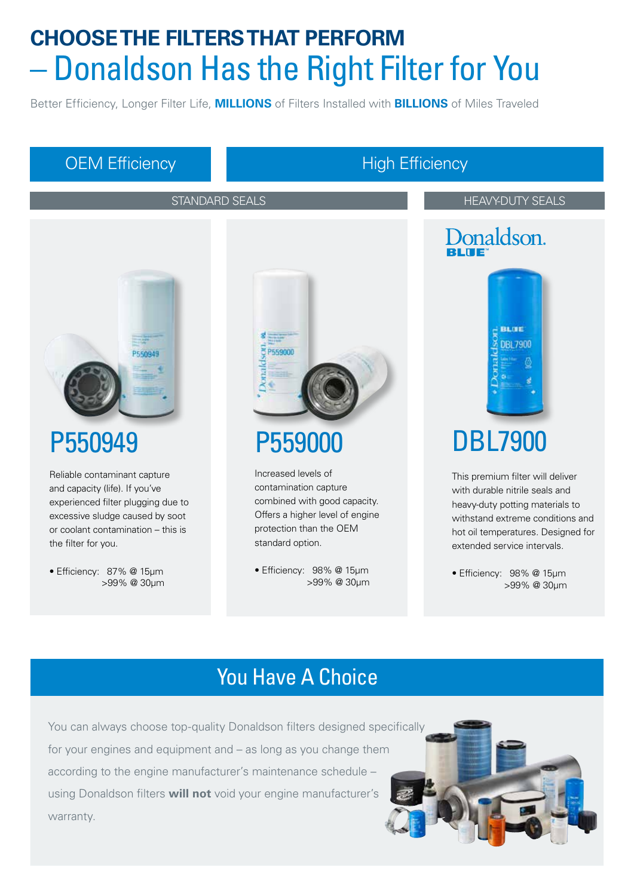# CHOOSE THE FILTERS THAT PERFORM – Donaldson Has the Right Filter for You

Better Efficiency, Longer Filter Life, **MILLIONS** of Filters Installed with **BILLIONS** of Miles Traveled

## OEM Efficiency | High Efficiency

STANDARD SEALS | HEAVY-DUTY SEALS

### P550949

Reliable contaminant capture and capacity (life). If you've experienced filter plugging due to excessive sludge caused by soot or coolant contamination – this is the filter for you.

- Efficiency: 87% @ 15µm
  >99% @ 30µm

### P559000

Increased levels of contamination capture combined with good capacity. Offers a higher level of engine protection than the OEM standard option.

- Efficiency: 98% @ 15µm
  >99% @ 30µm

### Donaldson BLUE™ DBL7900

This premium filter will deliver with durable nitrile seals and heavy-duty potting materials to withstand extreme conditions and hot oil temperatures. Designed for extended service intervals.

- Efficiency: 98% @ 15µm
  >99% @ 30µm

## You Have A Choice

You can always choose top-quality Donaldson filters designed specifically for your engines and equipment and – as long as you change them according to the engine manufacturer's maintenance schedule – using Donaldson filters **will not** void your engine manufacturer's warranty.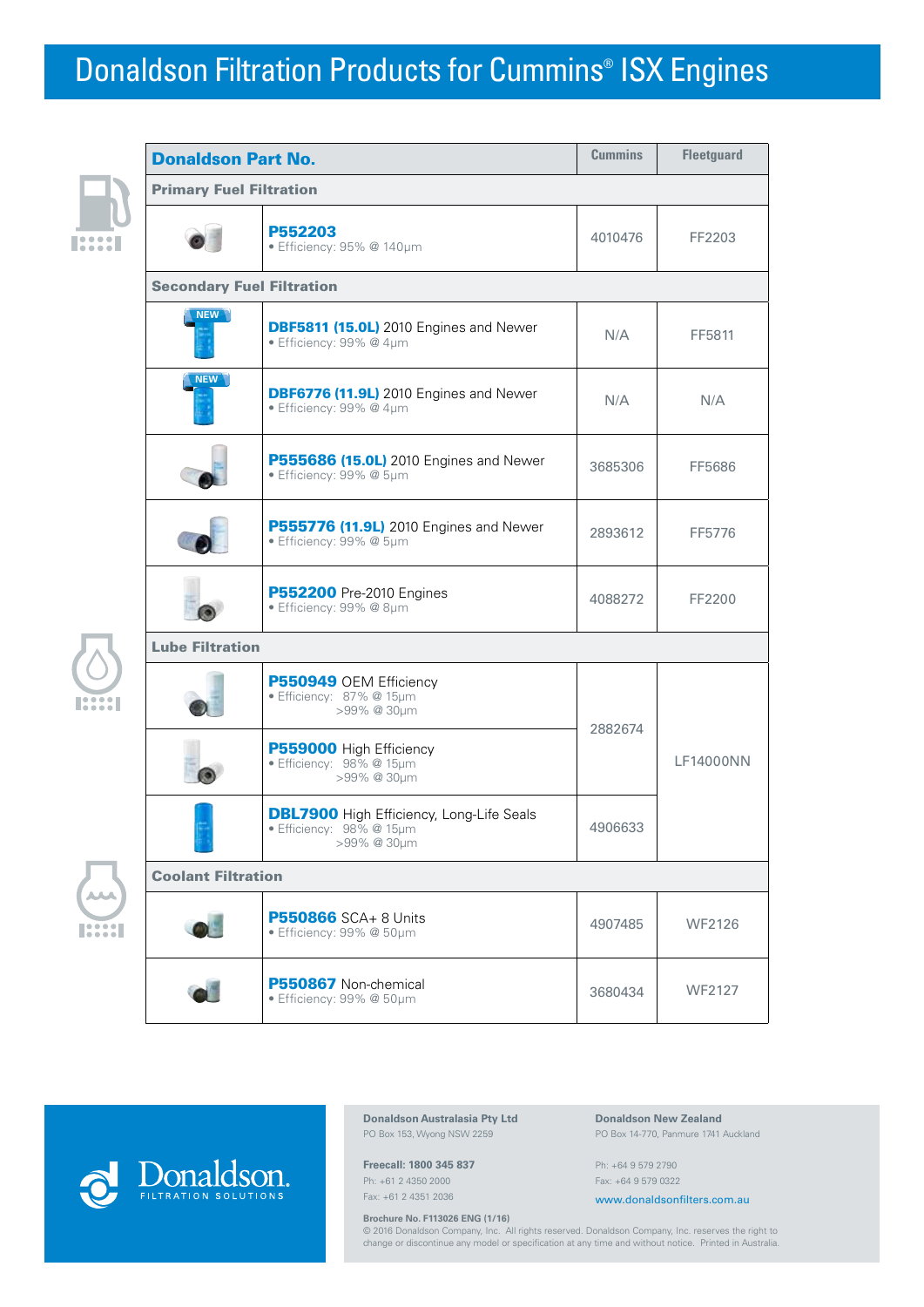# Donaldson Filtration Products for Cummins® ISX Engines

| Donaldson Part No. | | Cummins | Fleetguard |
|---|---|---|---|
| **Primary Fuel Filtration** | | | |
| | **P552203**<br>• Efficiency: 95% @ 140μm | 4010476 | FF2203 |
| **Secondary Fuel Filtration** | | | |
| NEW | **DBF5811 (15.0L)** 2010 Engines and Newer<br>• Efficiency: 99% @ 4μm | N/A | FF5811 |
| NEW | **DBF6776 (11.9L)** 2010 Engines and Newer<br>• Efficiency: 99% @ 4μm | N/A | N/A |
| | **P555686 (15.0L)** 2010 Engines and Newer<br>• Efficiency: 99% @ 5μm | 3685306 | FF5686 |
| | **P555776 (11.9L)** 2010 Engines and Newer<br>• Efficiency: 99% @ 5μm | 2893612 | FF5776 |
| | **P552200** Pre-2010 Engines<br>• Efficiency: 99% @ 8μm | 4088272 | FF2200 |
| **Lube Filtration** | | | |
| | **P550949** OEM Efficiency<br>• Efficiency: 87% @ 15μm<br>>99% @ 30μm | 2882674 | LF14000NN |
| | **P559000** High Efficiency<br>• Efficiency: 98% @ 15μm<br>>99% @ 30μm | 2882674 | LF14000NN |
| | **DBL7900** High Efficiency, Long-Life Seals<br>• Efficiency: 98% @ 15μm<br>>99% @ 30μm | 4906633 | LF14000NN |
| **Coolant Filtration** | | | |
| | **P550866** SCA+ 8 Units<br>• Efficiency: 99% @ 50μm | 4907485 | WF2126 |
| | **P550867** Non-chemical<br>• Efficiency: 99% @ 50μm | 3680434 | WF2127 |

Donaldson.
FILTRATION SOLUTIONS

**Donaldson Australasia Pty Ltd**
PO Box 153, Wyong NSW 2259

**Freecall: 1800 345 837**
Ph: +61 2 4350 2000
Fax: +61 2 4351 2036

**Donaldson New Zealand**
PO Box 14-770, Panmure 1741 Auckland

Ph: +64 9 579 2790
Fax: +64 9 579 0322

www.donaldsonfilters.com.au

**Brochure No. F113026 ENG (1/16)**
© 2016 Donaldson Company, Inc. All rights reserved. Donaldson Company, Inc. reserves the right to change or discontinue any model or specification at any time and without notice. Printed in Australia.